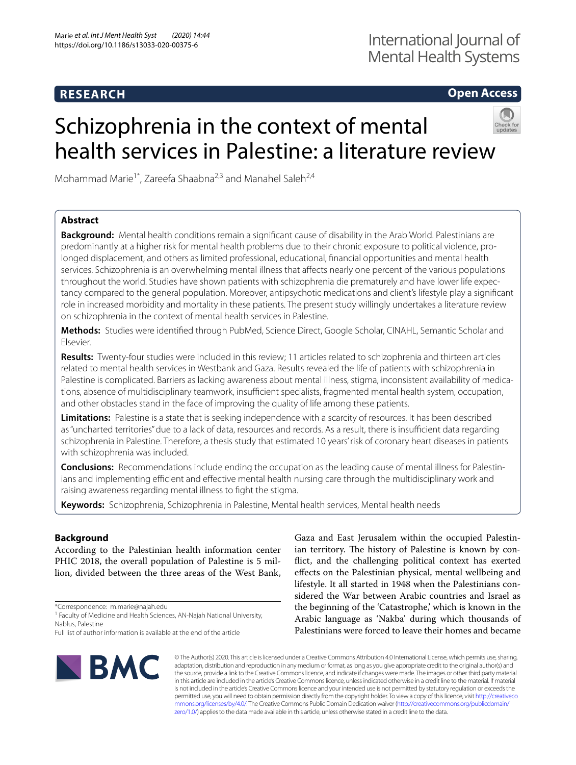**RESEARCH** **Open Access**

# Schizophrenia in the context of mental health services in Palestine: a literature review

Mohammad Marie[1*], Zareefa Shaabna[2,3] and Manahel Saleh[2,4]

## Abstract

**Background:** Mental health conditions remain a significant cause of disability in the Arab World. Palestinians are predominantly at a higher risk for mental health problems due to their chronic exposure to political violence, prolonged displacement, and others as limited professional, educational, financial opportunities and mental health services. Schizophrenia is an overwhelming mental illness that affects nearly one percent of the various populations throughout the world. Studies have shown patients with schizophrenia die prematurely and have lower life expectancy compared to the general population. Moreover, antipsychotic medications and client's lifestyle play a significant role in increased morbidity and mortality in these patients. The present study willingly undertakes a literature review on schizophrenia in the context of mental health services in Palestine.

**Methods:** Studies were identified through PubMed, Science Direct, Google Scholar, CINAHL, Semantic Scholar and Elsevier.

**Results:** Twenty-four studies were included in this review; 11 articles related to schizophrenia and thirteen articles related to mental health services in Westbank and Gaza. Results revealed the life of patients with schizophrenia in Palestine is complicated. Barriers as lacking awareness about mental illness, stigma, inconsistent availability of medications, absence of multidisciplinary teamwork, insufficient specialists, fragmented mental health system, occupation, and other obstacles stand in the face of improving the quality of life among these patients.

**Limitations:** Palestine is a state that is seeking independence with a scarcity of resources. It has been described as "uncharted territories" due to a lack of data, resources and records. As a result, there is insufficient data regarding schizophrenia in Palestine. Therefore, a thesis study that estimated 10 years' risk of coronary heart diseases in patients with schizophrenia was included.

**Conclusions:** Recommendations include ending the occupation as the leading cause of mental illness for Palestinians and implementing efficient and effective mental health nursing care through the multidisciplinary work and raising awareness regarding mental illness to fight the stigma.

**Keywords:** Schizophrenia, Schizophrenia in Palestine, Mental health services, Mental health needs

## Background

According to the Palestinian health information center PHIC 2018, the overall population of Palestine is 5 million, divided between the three areas of the West Bank, Gaza and East Jerusalem within the occupied Palestinian territory. The history of Palestine is known by conflict, and the challenging political context has exerted effects on the Palestinian physical, mental wellbeing and lifestyle. It all started in 1948 when the Palestinians considered the War between Arabic countries and Israel as the beginning of the 'Catastrophe,' which is known in the Arabic language as 'Nakba' during which thousands of Palestinians were forced to leave their homes and became

*Correspondence: m.marie@najah.edu
[1] Faculty of Medicine and Health Sciences, AN-Najah National University, Nablus, Palestine
Full list of author information is available at the end of the article

© The Author(s) 2020. This article is licensed under a Creative Commons Attribution 4.0 International License, which permits use, sharing, adaptation, distribution and reproduction in any medium or format, as long as you give appropriate credit to the original author(s) and the source, provide a link to the Creative Commons licence, and indicate if changes were made. The images or other third party material in this article are included in the article's Creative Commons licence, unless indicated otherwise in a credit line to the material. If material is not included in the article's Creative Commons licence and your intended use is not permitted by statutory regulation or exceeds the permitted use, you will need to obtain permission directly from the copyright holder. To view a copy of this licence, visit http://creativecommons.org/licenses/by/4.0/. The Creative Commons Public Domain Dedication waiver (http://creativecommons.org/publicdomain/zero/1.0/) applies to the data made available in this article, unless otherwise stated in a credit line to the data.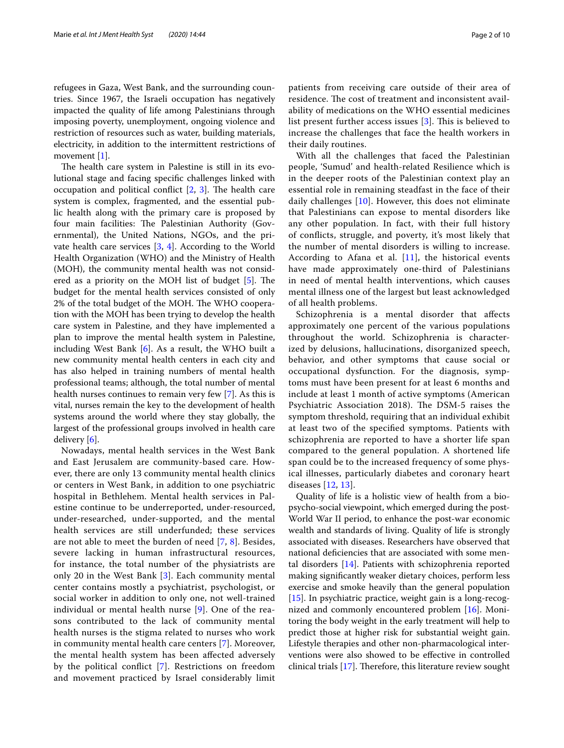refugees in Gaza, West Bank, and the surrounding countries. Since 1967, the Israeli occupation has negatively impacted the quality of life among Palestinians through imposing poverty, unemployment, ongoing violence and restriction of resources such as water, building materials, electricity, in addition to the intermittent restrictions of movement [1].

The health care system in Palestine is still in its evolutional stage and facing specific challenges linked with occupation and political conflict [2, 3]. The health care system is complex, fragmented, and the essential public health along with the primary care is proposed by four main facilities: The Palestinian Authority (Governmental), the United Nations, NGOs, and the private health care services [3, 4]. According to the World Health Organization (WHO) and the Ministry of Health (MOH), the community mental health was not considered as a priority on the MOH list of budget [5]. The budget for the mental health services consisted of only 2% of the total budget of the MOH. The WHO cooperation with the MOH has been trying to develop the health care system in Palestine, and they have implemented a plan to improve the mental health system in Palestine, including West Bank [6]. As a result, the WHO built a new community mental health centers in each city and has also helped in training numbers of mental health professional teams; although, the total number of mental health nurses continues to remain very few [7]. As this is vital, nurses remain the key to the development of health systems around the world where they stay globally, the largest of the professional groups involved in health care delivery [6].

Nowadays, mental health services in the West Bank and East Jerusalem are community-based care. However, there are only 13 community mental health clinics or centers in West Bank, in addition to one psychiatric hospital in Bethlehem. Mental health services in Palestine continue to be underreported, under-resourced, under-researched, under-supported, and the mental health services are still underfunded; these services are not able to meet the burden of need [7, 8]. Besides, severe lacking in human infrastructural resources, for instance, the total number of the physiatrists are only 20 in the West Bank [3]. Each community mental center contains mostly a psychiatrist, psychologist, or social worker in addition to only one, not well-trained individual or mental health nurse [9]. One of the reasons contributed to the lack of community mental health nurses is the stigma related to nurses who work in community mental health care centers [7]. Moreover, the mental health system has been affected adversely by the political conflict [7]. Restrictions on freedom and movement practiced by Israel considerably limit patients from receiving care outside of their area of residence. The cost of treatment and inconsistent availability of medications on the WHO essential medicines list present further access issues [3]. This is believed to increase the challenges that face the health workers in their daily routines.

With all the challenges that faced the Palestinian people, 'Sumud' and health-related Resilience which is in the deeper roots of the Palestinian context play an essential role in remaining steadfast in the face of their daily challenges [10]. However, this does not eliminate that Palestinians can expose to mental disorders like any other population. In fact, with their full history of conflicts, struggle, and poverty, it's most likely that the number of mental disorders is willing to increase. According to Afana et al. [11], the historical events have made approximately one-third of Palestinians in need of mental health interventions, which causes mental illness one of the largest but least acknowledged of all health problems.

Schizophrenia is a mental disorder that affects approximately one percent of the various populations throughout the world. Schizophrenia is characterized by delusions, hallucinations, disorganized speech, behavior, and other symptoms that cause social or occupational dysfunction. For the diagnosis, symptoms must have been present for at least 6 months and include at least 1 month of active symptoms (American Psychiatric Association 2018). The DSM-5 raises the symptom threshold, requiring that an individual exhibit at least two of the specified symptoms. Patients with schizophrenia are reported to have a shorter life span compared to the general population. A shortened life span could be to the increased frequency of some physical illnesses, particularly diabetes and coronary heart diseases [12, 13].

Quality of life is a holistic view of health from a bio-psycho-social viewpoint, which emerged during the post-World War II period, to enhance the post-war economic wealth and standards of living. Quality of life is strongly associated with diseases. Researchers have observed that national deficiencies that are associated with some mental disorders [14]. Patients with schizophrenia reported making significantly weaker dietary choices, perform less exercise and smoke heavily than the general population [15]. In psychiatric practice, weight gain is a long-recognized and commonly encountered problem [16]. Monitoring the body weight in the early treatment will help to predict those at higher risk for substantial weight gain. Lifestyle therapies and other non-pharmacological interventions were also showed to be effective in controlled clinical trials [17]. Therefore, this literature review sought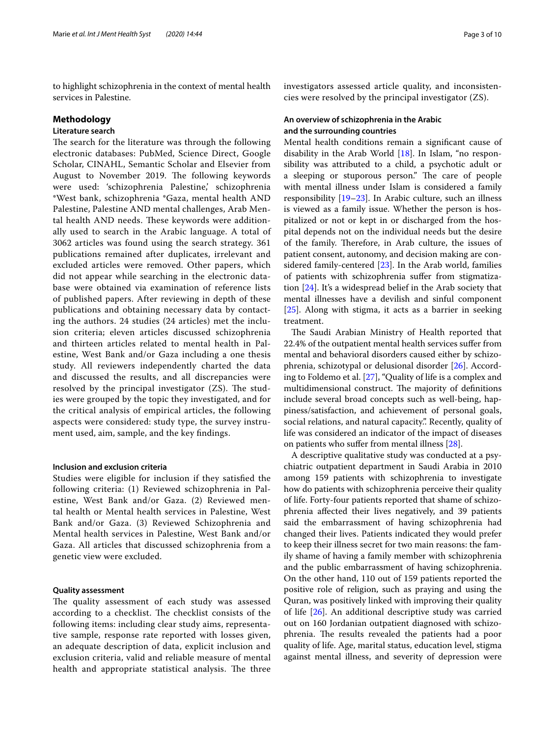to highlight schizophrenia in the context of mental health services in Palestine.

## Methodology

### Literature search

The search for the literature was through the following electronic databases: PubMed, Science Direct, Google Scholar, CINAHL, Semantic Scholar and Elsevier from August to November 2019. The following keywords were used: 'schizophrenia Palestine,' schizophrenia *West bank, schizophrenia *Gaza, mental health AND Palestine, Palestine AND mental challenges, Arab Mental health AND needs. These keywords were additionally used to search in the Arabic language. A total of 3062 articles was found using the search strategy. 361 publications remained after duplicates, irrelevant and excluded articles were removed. Other papers, which did not appear while searching in the electronic database were obtained via examination of reference lists of published papers. After reviewing in depth of these publications and obtaining necessary data by contacting the authors. 24 studies (24 articles) met the inclusion criteria; eleven articles discussed schizophrenia and thirteen articles related to mental health in Palestine, West Bank and/or Gaza including a one thesis study. All reviewers independently charted the data and discussed the results, and all discrepancies were resolved by the principal investigator (ZS). The studies were grouped by the topic they investigated, and for the critical analysis of empirical articles, the following aspects were considered: study type, the survey instrument used, aim, sample, and the key findings.

### Inclusion and exclusion criteria

Studies were eligible for inclusion if they satisfied the following criteria: (1) Reviewed schizophrenia in Palestine, West Bank and/or Gaza. (2) Reviewed mental health or Mental health services in Palestine, West Bank and/or Gaza. (3) Reviewed Schizophrenia and Mental health services in Palestine, West Bank and/or Gaza. All articles that discussed schizophrenia from a genetic view were excluded.

### Quality assessment

The quality assessment of each study was assessed according to a checklist. The checklist consists of the following items: including clear study aims, representative sample, response rate reported with losses given, an adequate description of data, explicit inclusion and exclusion criteria, valid and reliable measure of mental health and appropriate statistical analysis. The three investigators assessed article quality, and inconsistencies were resolved by the principal investigator (ZS).

### An overview of schizophrenia in the Arabic and the surrounding countries

Mental health conditions remain a significant cause of disability in the Arab World [18]. In Islam, "no responsibility was attributed to a child, a psychotic adult or a sleeping or stuporous person." The care of people with mental illness under Islam is considered a family responsibility [19–23]. In Arabic culture, such an illness is viewed as a family issue. Whether the person is hospitalized or not or kept in or discharged from the hospital depends not on the individual needs but the desire of the family. Therefore, in Arab culture, the issues of patient consent, autonomy, and decision making are considered family-centered [23]. In the Arab world, families of patients with schizophrenia suffer from stigmatization [24]. It's a widespread belief in the Arab society that mental illnesses have a devilish and sinful component [25]. Along with stigma, it acts as a barrier in seeking treatment.

The Saudi Arabian Ministry of Health reported that 22.4% of the outpatient mental health services suffer from mental and behavioral disorders caused either by schizophrenia, schizotypal or delusional disorder [26]. According to Foldemo et al. [27], "Quality of life is a complex and multidimensional construct. The majority of definitions include several broad concepts such as well-being, happiness/satisfaction, and achievement of personal goals, social relations, and natural capacity.". Recently, quality of life was considered an indicator of the impact of diseases on patients who suffer from mental illness [28].

A descriptive qualitative study was conducted at a psychiatric outpatient department in Saudi Arabia in 2010 among 159 patients with schizophrenia to investigate how do patients with schizophrenia perceive their quality of life. Forty-four patients reported that shame of schizophrenia affected their lives negatively, and 39 patients said the embarrassment of having schizophrenia had changed their lives. Patients indicated they would prefer to keep their illness secret for two main reasons: the family shame of having a family member with schizophrenia and the public embarrassment of having schizophrenia. On the other hand, 110 out of 159 patients reported the positive role of religion, such as praying and using the Quran, was positively linked with improving their quality of life [26]. An additional descriptive study was carried out on 160 Jordanian outpatient diagnosed with schizophrenia. The results revealed the patients had a poor quality of life. Age, marital status, education level, stigma against mental illness, and severity of depression were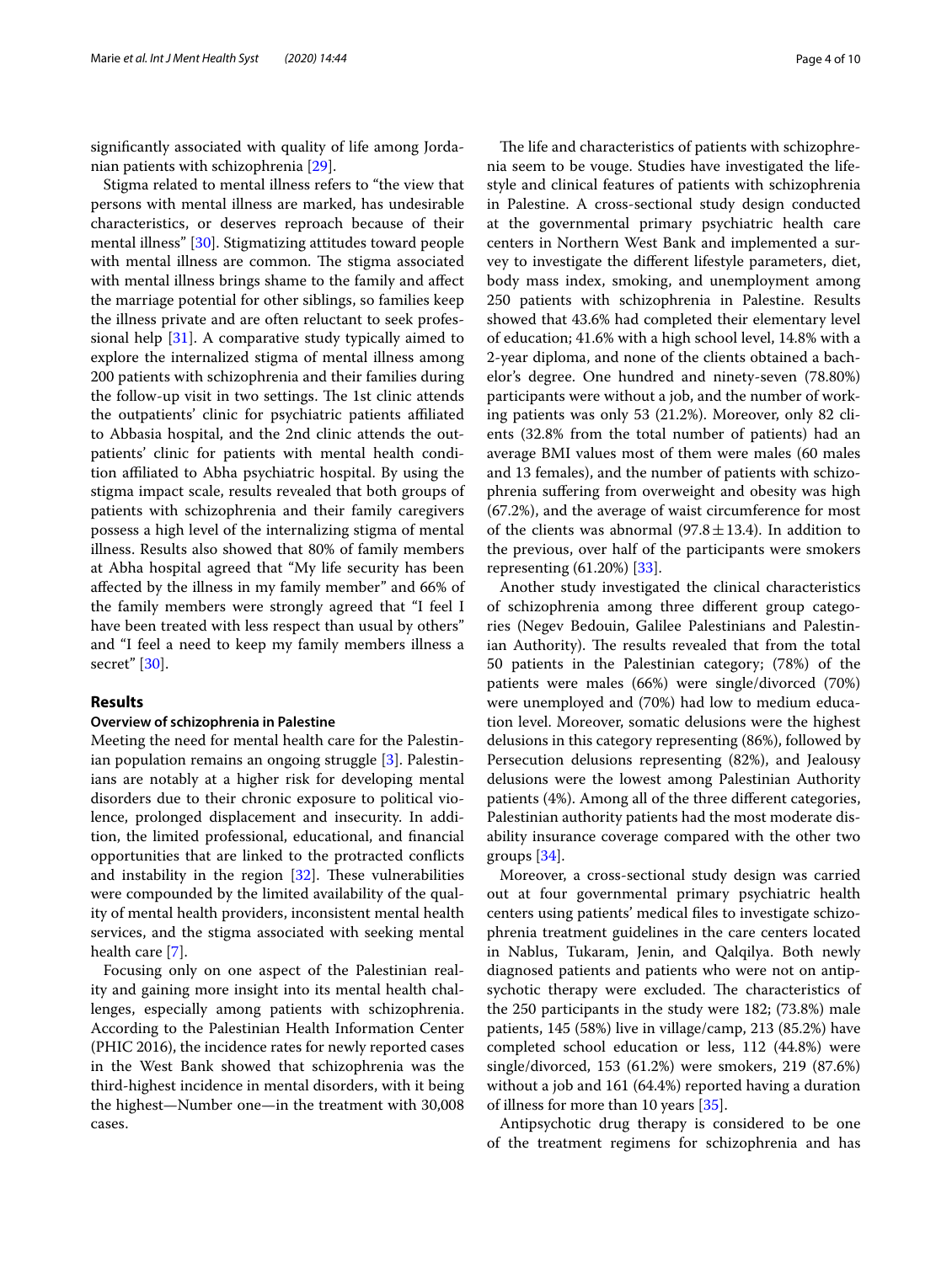significantly associated with quality of life among Jordanian patients with schizophrenia [29].

Stigma related to mental illness refers to "the view that persons with mental illness are marked, has undesirable characteristics, or deserves reproach because of their mental illness" [30]. Stigmatizing attitudes toward people with mental illness are common. The stigma associated with mental illness brings shame to the family and affect the marriage potential for other siblings, so families keep the illness private and are often reluctant to seek professional help [31]. A comparative study typically aimed to explore the internalized stigma of mental illness among 200 patients with schizophrenia and their families during the follow-up visit in two settings. The 1st clinic attends the outpatients' clinic for psychiatric patients affiliated to Abbasia hospital, and the 2nd clinic attends the outpatients' clinic for patients with mental health condition affiliated to Abha psychiatric hospital. By using the stigma impact scale, results revealed that both groups of patients with schizophrenia and their family caregivers possess a high level of the internalizing stigma of mental illness. Results also showed that 80% of family members at Abha hospital agreed that "My life security has been affected by the illness in my family member" and 66% of the family members were strongly agreed that "I feel I have been treated with less respect than usual by others" and "I feel a need to keep my family members illness a secret" [30].

## Results

### Overview of schizophrenia in Palestine

Meeting the need for mental health care for the Palestinian population remains an ongoing struggle [3]. Palestinians are notably at a higher risk for developing mental disorders due to their chronic exposure to political violence, prolonged displacement and insecurity. In addition, the limited professional, educational, and financial opportunities that are linked to the protracted conflicts and instability in the region [32]. These vulnerabilities were compounded by the limited availability of the quality of mental health providers, inconsistent mental health services, and the stigma associated with seeking mental health care [7].

Focusing only on one aspect of the Palestinian reality and gaining more insight into its mental health challenges, especially among patients with schizophrenia. According to the Palestinian Health Information Center (PHIC 2016), the incidence rates for newly reported cases in the West Bank showed that schizophrenia was the third-highest incidence in mental disorders, with it being the highest—Number one—in the treatment with 30,008 cases.

The life and characteristics of patients with schizophrenia seem to be vouge. Studies have investigated the lifestyle and clinical features of patients with schizophrenia in Palestine. A cross-sectional study design conducted at the governmental primary psychiatric health care centers in Northern West Bank and implemented a survey to investigate the different lifestyle parameters, diet, body mass index, smoking, and unemployment among 250 patients with schizophrenia in Palestine. Results showed that 43.6% had completed their elementary level of education; 41.6% with a high school level, 14.8% with a 2-year diploma, and none of the clients obtained a bachelor's degree. One hundred and ninety-seven (78.80%) participants were without a job, and the number of working patients was only 53 (21.2%). Moreover, only 82 clients (32.8% from the total number of patients) had an average BMI values most of them were males (60 males and 13 females), and the number of patients with schizophrenia suffering from overweight and obesity was high (67.2%), and the average of waist circumference for most of the clients was abnormal ($97.8 \pm 13.4$). In addition to the previous, over half of the participants were smokers representing (61.20%) [33].

Another study investigated the clinical characteristics of schizophrenia among three different group categories (Negev Bedouin, Galilee Palestinians and Palestinian Authority). The results revealed that from the total 50 patients in the Palestinian category; (78%) of the patients were males (66%) were single/divorced (70%) were unemployed and (70%) had low to medium education level. Moreover, somatic delusions were the highest delusions in this category representing (86%), followed by Persecution delusions representing (82%), and Jealousy delusions were the lowest among Palestinian Authority patients (4%). Among all of the three different categories, Palestinian authority patients had the most moderate disability insurance coverage compared with the other two groups [34].

Moreover, a cross-sectional study design was carried out at four governmental primary psychiatric health centers using patients' medical files to investigate schizophrenia treatment guidelines in the care centers located in Nablus, Tukaram, Jenin, and Qalqilya. Both newly diagnosed patients and patients who were not on antipsychotic therapy were excluded. The characteristics of the 250 participants in the study were 182; (73.8%) male patients, 145 (58%) live in village/camp, 213 (85.2%) have completed school education or less, 112 (44.8%) were single/divorced, 153 (61.2%) were smokers, 219 (87.6%) without a job and 161 (64.4%) reported having a duration of illness for more than 10 years [35].

Antipsychotic drug therapy is considered to be one of the treatment regimens for schizophrenia and has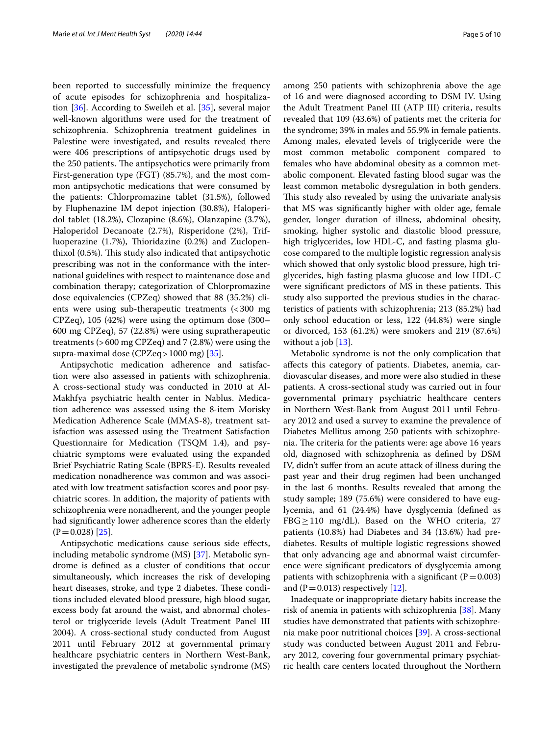been reported to successfully minimize the frequency of acute episodes for schizophrenia and hospitalization [36]. According to Sweileh et al. [35], several major well-known algorithms were used for the treatment of schizophrenia. Schizophrenia treatment guidelines in Palestine were investigated, and results revealed there were 406 prescriptions of antipsychotic drugs used by the 250 patients. The antipsychotics were primarily from First-generation type (FGT) (85.7%), and the most common antipsychotic medications that were consumed by the patients: Chlorpromazine tablet (31.5%), followed by Fluphenazine IM depot injection (30.8%), Haloperidol tablet (18.2%), Clozapine (8.6%), Olanzapine (3.7%), Haloperidol Decanoate (2.7%), Risperidone (2%), Trifluoperazine (1.7%), Thioridazine (0.2%) and Zuclopenthixol (0.5%). This study also indicated that antipsychotic prescribing was not in the conformance with the international guidelines with respect to maintenance dose and combination therapy; categorization of Chlorpromazine dose equivalencies (CPZeq) showed that 88 (35.2%) clients were using sub-therapeutic treatments (< 300 mg CPZeq), 105 (42%) were using the optimum dose (300–600 mg CPZeq), 57 (22.8%) were using supratherapeutic treatments (> 600 mg CPZeq) and 7 (2.8%) were using the supra-maximal dose (CPZeq > 1000 mg) [35].

Antipsychotic medication adherence and satisfaction were also assessed in patients with schizophrenia. A cross-sectional study was conducted in 2010 at Al-Makhfya psychiatric health center in Nablus. Medication adherence was assessed using the 8-item Morisky Medication Adherence Scale (MMAS-8), treatment satisfaction was assessed using the Treatment Satisfaction Questionnaire for Medication (TSQM 1.4), and psychiatric symptoms were evaluated using the expanded Brief Psychiatric Rating Scale (BPRS-E). Results revealed medication nonadherence was common and was associated with low treatment satisfaction scores and poor psychiatric scores. In addition, the majority of patients with schizophrenia were nonadherent, and the younger people had significantly lower adherence scores than the elderly ($P = 0.028$) [25].

Antipsychotic medications cause serious side effects, including metabolic syndrome (MS) [37]. Metabolic syndrome is defined as a cluster of conditions that occur simultaneously, which increases the risk of developing heart diseases, stroke, and type 2 diabetes. These conditions included elevated blood pressure, high blood sugar, excess body fat around the waist, and abnormal cholesterol or triglyceride levels (Adult Treatment Panel III 2004). A cross-sectional study conducted from August 2011 until February 2012 at governmental primary healthcare psychiatric centers in Northern West-Bank, investigated the prevalence of metabolic syndrome (MS) among 250 patients with schizophrenia above the age of 16 and were diagnosed according to DSM IV. Using the Adult Treatment Panel III (ATP III) criteria, results revealed that 109 (43.6%) of patients met the criteria for the syndrome; 39% in males and 55.9% in female patients. Among males, elevated levels of triglyceride were the most common metabolic component compared to females who have abdominal obesity as a common metabolic component. Elevated fasting blood sugar was the least common metabolic dysregulation in both genders. This study also revealed by using the univariate analysis that MS was significantly higher with older age, female gender, longer duration of illness, abdominal obesity, smoking, higher systolic and diastolic blood pressure, high triglycerides, low HDL-C, and fasting plasma glucose compared to the multiple logistic regression analysis which showed that only systolic blood pressure, high triglycerides, high fasting plasma glucose and low HDL-C were significant predictors of MS in these patients. This study also supported the previous studies in the characteristics of patients with schizophrenia; 213 (85.2%) had only school education or less, 122 (44.8%) were single or divorced, 153 (61.2%) were smokers and 219 (87.6%) without a job [13].

Metabolic syndrome is not the only complication that affects this category of patients. Diabetes, anemia, cardiovascular diseases, and more were also studied in these patients. A cross-sectional study was carried out in four governmental primary psychiatric healthcare centers in Northern West-Bank from August 2011 until February 2012 and used a survey to examine the prevalence of Diabetes Mellitus among 250 patients with schizophrenia. The criteria for the patients were: age above 16 years old, diagnosed with schizophrenia as defined by DSM IV, didn't suffer from an acute attack of illness during the past year and their drug regimen had been unchanged in the last 6 months. Results revealed that among the study sample; 189 (75.6%) were considered to have euglycemia, and 61 (24.4%) have dysglycemia (defined as FBG $\geq$ 110 mg/dL). Based on the WHO criteria, 27 patients (10.8%) had Diabetes and 34 (13.6%) had prediabetes. Results of multiple logistic regressions showed that only advancing age and abnormal waist circumference were significant predictors of dysglycemia among patients with schizophrenia with a significant ($P = 0.003$) and ($P = 0.013$) respectively [12].

Inadequate or inappropriate dietary habits increase the risk of anemia in patients with schizophrenia [38]. Many studies have demonstrated that patients with schizophrenia make poor nutritional choices [39]. A cross-sectional study was conducted between August 2011 and February 2012, covering four governmental primary psychiatric health care centers located throughout the Northern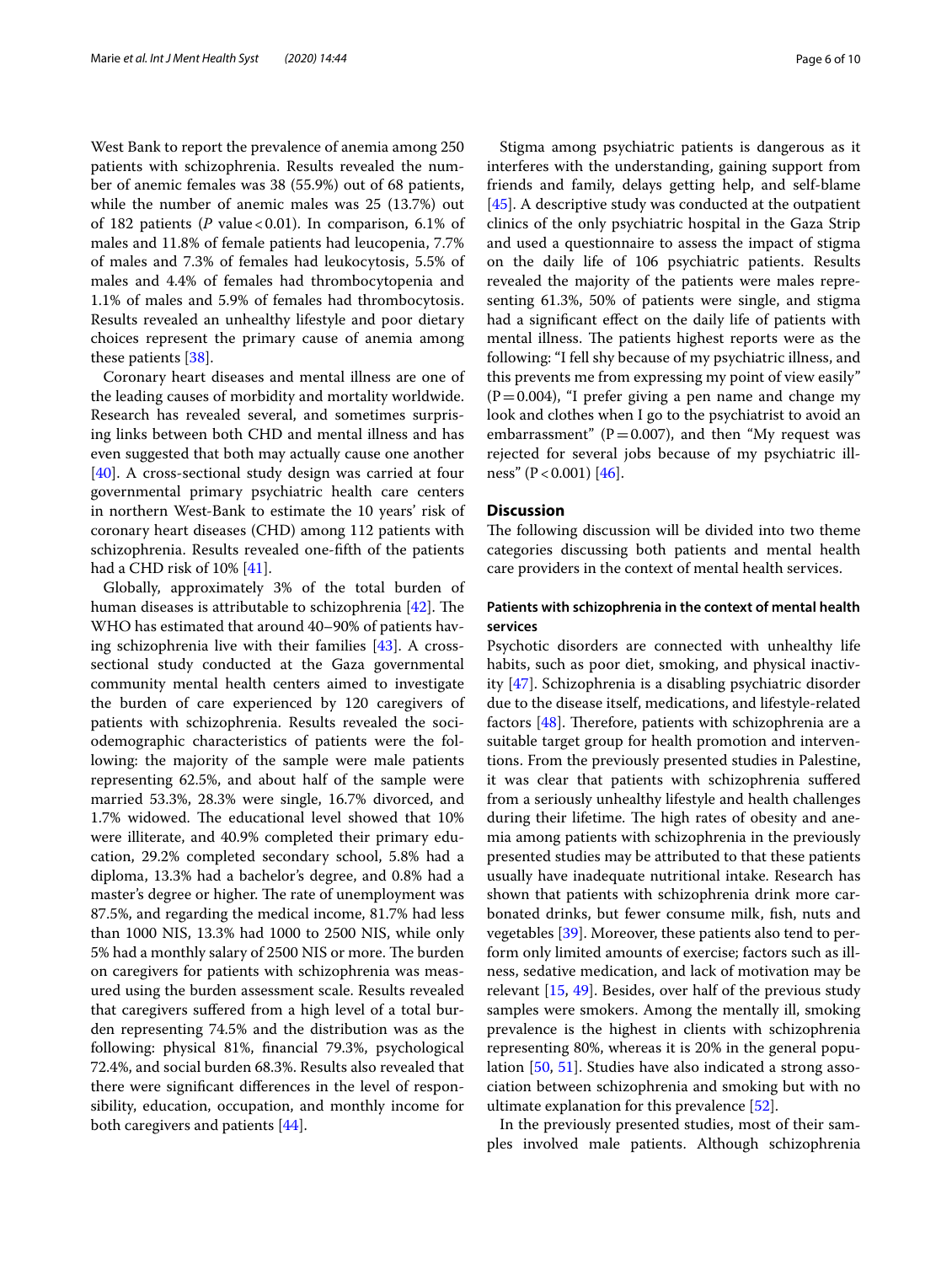West Bank to report the prevalence of anemia among 250 patients with schizophrenia. Results revealed the number of anemic females was 38 (55.9%) out of 68 patients, while the number of anemic males was 25 (13.7%) out of 182 patients (*P* value < 0.01). In comparison, 6.1% of males and 11.8% of female patients had leucopenia, 7.7% of males and 7.3% of females had leukocytosis, 5.5% of males and 4.4% of females had thrombocytopenia and 1.1% of males and 5.9% of females had thrombocytosis. Results revealed an unhealthy lifestyle and poor dietary choices represent the primary cause of anemia among these patients [38].

Coronary heart diseases and mental illness are one of the leading causes of morbidity and mortality worldwide. Research has revealed several, and sometimes surprising links between both CHD and mental illness and has even suggested that both may actually cause one another [40]. A cross-sectional study design was carried at four governmental primary psychiatric health care centers in northern West-Bank to estimate the 10 years' risk of coronary heart diseases (CHD) among 112 patients with schizophrenia. Results revealed one-fifth of the patients had a CHD risk of 10% [41].

Globally, approximately 3% of the total burden of human diseases is attributable to schizophrenia [42]. The WHO has estimated that around 40–90% of patients having schizophrenia live with their families [43]. A cross-sectional study conducted at the Gaza governmental community mental health centers aimed to investigate the burden of care experienced by 120 caregivers of patients with schizophrenia. Results revealed the sociodemographic characteristics of patients were the following: the majority of the sample were male patients representing 62.5%, and about half of the sample were married 53.3%, 28.3% were single, 16.7% divorced, and 1.7% widowed. The educational level showed that 10% were illiterate, and 40.9% completed their primary education, 29.2% completed secondary school, 5.8% had a diploma, 13.3% had a bachelor's degree, and 0.8% had a master's degree or higher. The rate of unemployment was 87.5%, and regarding the medical income, 81.7% had less than 1000 NIS, 13.3% had 1000 to 2500 NIS, while only 5% had a monthly salary of 2500 NIS or more. The burden on caregivers for patients with schizophrenia was measured using the burden assessment scale. Results revealed that caregivers suffered from a high level of a total burden representing 74.5% and the distribution was as the following: physical 81%, financial 79.3%, psychological 72.4%, and social burden 68.3%. Results also revealed that there were significant differences in the level of responsibility, education, occupation, and monthly income for both caregivers and patients [44].

Stigma among psychiatric patients is dangerous as it interferes with the understanding, gaining support from friends and family, delays getting help, and self-blame [45]. A descriptive study was conducted at the outpatient clinics of the only psychiatric hospital in the Gaza Strip and used a questionnaire to assess the impact of stigma on the daily life of 106 psychiatric patients. Results revealed the majority of the patients were males representing 61.3%, 50% of patients were single, and stigma had a significant effect on the daily life of patients with mental illness. The patients highest reports were as the following: "I fell shy because of my psychiatric illness, and this prevents me from expressing my point of view easily" (P = 0.004), "I prefer giving a pen name and change my look and clothes when I go to the psychiatrist to avoid an embarrassment" (P = 0.007), and then "My request was rejected for several jobs because of my psychiatric illness" (P < 0.001) [46].

## Discussion

The following discussion will be divided into two theme categories discussing both patients and mental health care providers in the context of mental health services.

### Patients with schizophrenia in the context of mental health services

Psychotic disorders are connected with unhealthy life habits, such as poor diet, smoking, and physical inactivity [47]. Schizophrenia is a disabling psychiatric disorder due to the disease itself, medications, and lifestyle-related factors [48]. Therefore, patients with schizophrenia are a suitable target group for health promotion and interventions. From the previously presented studies in Palestine, it was clear that patients with schizophrenia suffered from a seriously unhealthy lifestyle and health challenges during their lifetime. The high rates of obesity and anemia among patients with schizophrenia in the previously presented studies may be attributed to that these patients usually have inadequate nutritional intake. Research has shown that patients with schizophrenia drink more carbonated drinks, but fewer consume milk, fish, nuts and vegetables [39]. Moreover, these patients also tend to perform only limited amounts of exercise; factors such as illness, sedative medication, and lack of motivation may be relevant [15, 49]. Besides, over half of the previous study samples were smokers. Among the mentally ill, smoking prevalence is the highest in clients with schizophrenia representing 80%, whereas it is 20% in the general population [50, 51]. Studies have also indicated a strong association between schizophrenia and smoking but with no ultimate explanation for this prevalence [52].

In the previously presented studies, most of their samples involved male patients. Although schizophrenia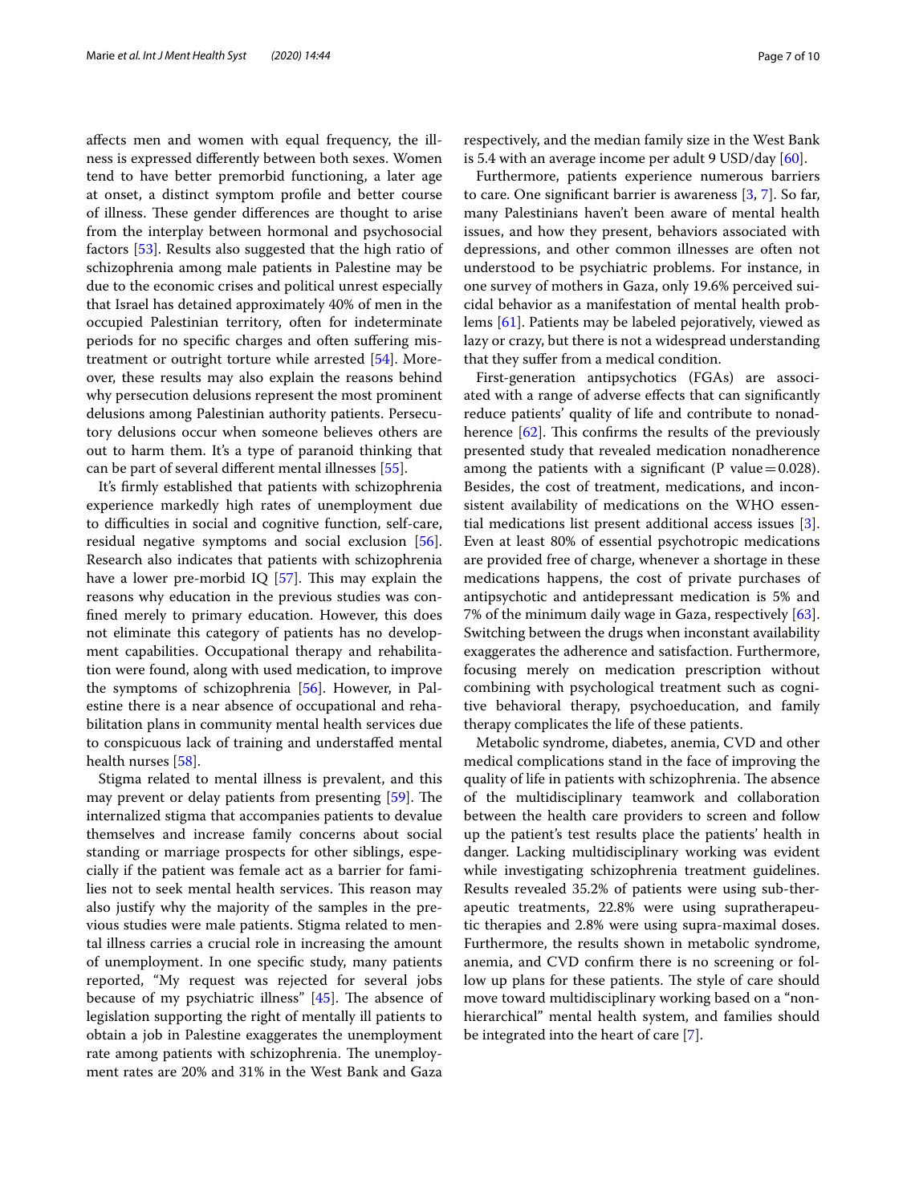affects men and women with equal frequency, the illness is expressed differently between both sexes. Women tend to have better premorbid functioning, a later age at onset, a distinct symptom profile and better course of illness. These gender differences are thought to arise from the interplay between hormonal and psychosocial factors [53]. Results also suggested that the high ratio of schizophrenia among male patients in Palestine may be due to the economic crises and political unrest especially that Israel has detained approximately 40% of men in the occupied Palestinian territory, often for indeterminate periods for no specific charges and often suffering mistreatment or outright torture while arrested [54]. Moreover, these results may also explain the reasons behind why persecution delusions represent the most prominent delusions among Palestinian authority patients. Persecutory delusions occur when someone believes others are out to harm them. It's a type of paranoid thinking that can be part of several different mental illnesses [55].

It's firmly established that patients with schizophrenia experience markedly high rates of unemployment due to difficulties in social and cognitive function, self-care, residual negative symptoms and social exclusion [56]. Research also indicates that patients with schizophrenia have a lower pre-morbid IQ [57]. This may explain the reasons why education in the previous studies was confined merely to primary education. However, this does not eliminate this category of patients has no development capabilities. Occupational therapy and rehabilitation were found, along with used medication, to improve the symptoms of schizophrenia [56]. However, in Palestine there is a near absence of occupational and rehabilitation plans in community mental health services due to conspicuous lack of training and understaffed mental health nurses [58].

Stigma related to mental illness is prevalent, and this may prevent or delay patients from presenting [59]. The internalized stigma that accompanies patients to devalue themselves and increase family concerns about social standing or marriage prospects for other siblings, especially if the patient was female act as a barrier for families not to seek mental health services. This reason may also justify why the majority of the samples in the previous studies were male patients. Stigma related to mental illness carries a crucial role in increasing the amount of unemployment. In one specific study, many patients reported, "My request was rejected for several jobs because of my psychiatric illness" [45]. The absence of legislation supporting the right of mentally ill patients to obtain a job in Palestine exaggerates the unemployment rate among patients with schizophrenia. The unemployment rates are 20% and 31% in the West Bank and Gaza respectively, and the median family size in the West Bank is 5.4 with an average income per adult 9 USD/day [60].

Furthermore, patients experience numerous barriers to care. One significant barrier is awareness [3, 7]. So far, many Palestinians haven't been aware of mental health issues, and how they present, behaviors associated with depressions, and other common illnesses are often not understood to be psychiatric problems. For instance, in one survey of mothers in Gaza, only 19.6% perceived suicidal behavior as a manifestation of mental health problems [61]. Patients may be labeled pejoratively, viewed as lazy or crazy, but there is not a widespread understanding that they suffer from a medical condition.

First-generation antipsychotics (FGAs) are associated with a range of adverse effects that can significantly reduce patients' quality of life and contribute to nonadherence [62]. This confirms the results of the previously presented study that revealed medication nonadherence among the patients with a significant (P value = 0.028). Besides, the cost of treatment, medications, and inconsistent availability of medications on the WHO essential medications list present additional access issues [3]. Even at least 80% of essential psychotropic medications are provided free of charge, whenever a shortage in these medications happens, the cost of private purchases of antipsychotic and antidepressant medication is 5% and 7% of the minimum daily wage in Gaza, respectively [63]. Switching between the drugs when inconstant availability exaggerates the adherence and satisfaction. Furthermore, focusing merely on medication prescription without combining with psychological treatment such as cognitive behavioral therapy, psychoeducation, and family therapy complicates the life of these patients.

Metabolic syndrome, diabetes, anemia, CVD and other medical complications stand in the face of improving the quality of life in patients with schizophrenia. The absence of the multidisciplinary teamwork and collaboration between the health care providers to screen and follow up the patient's test results place the patients' health in danger. Lacking multidisciplinary working was evident while investigating schizophrenia treatment guidelines. Results revealed 35.2% of patients were using sub-therapeutic treatments, 22.8% were using supratherapeutic therapies and 2.8% were using supra-maximal doses. Furthermore, the results shown in metabolic syndrome, anemia, and CVD confirm there is no screening or follow up plans for these patients. The style of care should move toward multidisciplinary working based on a "non-hierarchical" mental health system, and families should be integrated into the heart of care [7].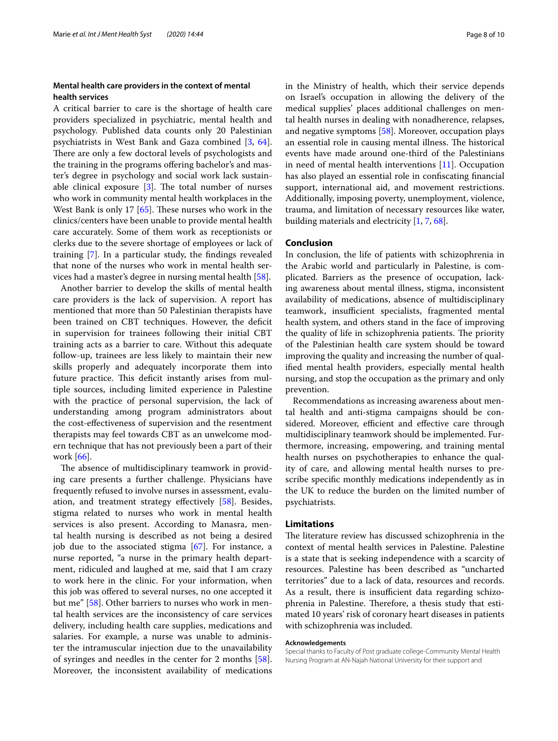### Mental health care providers in the context of mental health services

A critical barrier to care is the shortage of health care providers specialized in psychiatric, mental health and psychology. Published data counts only 20 Palestinian psychiatrists in West Bank and Gaza combined [3, 64]. There are only a few doctoral levels of psychologists and the training in the programs offering bachelor's and master's degree in psychology and social work lack sustainable clinical exposure [3]. The total number of nurses who work in community mental health workplaces in the West Bank is only 17 [65]. These nurses who work in the clinics/centers have been unable to provide mental health care accurately. Some of them work as receptionists or clerks due to the severe shortage of employees or lack of training [7]. In a particular study, the findings revealed that none of the nurses who work in mental health services had a master's degree in nursing mental health [58].

Another barrier to develop the skills of mental health care providers is the lack of supervision. A report has mentioned that more than 50 Palestinian therapists have been trained on CBT techniques. However, the deficit in supervision for trainees following their initial CBT training acts as a barrier to care. Without this adequate follow-up, trainees are less likely to maintain their new skills properly and adequately incorporate them into future practice. This deficit instantly arises from multiple sources, including limited experience in Palestine with the practice of personal supervision, the lack of understanding among program administrators about the cost-effectiveness of supervision and the resentment therapists may feel towards CBT as an unwelcome modern technique that has not previously been a part of their work [66].

The absence of multidisciplinary teamwork in providing care presents a further challenge. Physicians have frequently refused to involve nurses in assessment, evaluation, and treatment strategy effectively [58]. Besides, stigma related to nurses who work in mental health services is also present. According to Manasra, mental health nursing is described as not being a desired job due to the associated stigma [67]. For instance, a nurse reported, "a nurse in the primary health department, ridiculed and laughed at me, said that I am crazy to work here in the clinic. For your information, when this job was offered to several nurses, no one accepted it but me" [58]. Other barriers to nurses who work in mental health services are the inconsistency of care services delivery, including health care supplies, medications and salaries. For example, a nurse was unable to administer the intramuscular injection due to the unavailability of syringes and needles in the center for 2 months [58]. Moreover, the inconsistent availability of medications in the Ministry of health, which their service depends on Israel's occupation in allowing the delivery of the medical supplies' places additional challenges on mental health nurses in dealing with nonadherence, relapses, and negative symptoms [58]. Moreover, occupation plays an essential role in causing mental illness. The historical events have made around one-third of the Palestinians in need of mental health interventions [11]. Occupation has also played an essential role in confiscating financial support, international aid, and movement restrictions. Additionally, imposing poverty, unemployment, violence, trauma, and limitation of necessary resources like water, building materials and electricity [1, 7, 68].

## Conclusion

In conclusion, the life of patients with schizophrenia in the Arabic world and particularly in Palestine, is complicated. Barriers as the presence of occupation, lacking awareness about mental illness, stigma, inconsistent availability of medications, absence of multidisciplinary teamwork, insufficient specialists, fragmented mental health system, and others stand in the face of improving the quality of life in schizophrenia patients. The priority of the Palestinian health care system should be toward improving the quality and increasing the number of qualified mental health providers, especially mental health nursing, and stop the occupation as the primary and only prevention.

Recommendations as increasing awareness about mental health and anti-stigma campaigns should be considered. Moreover, efficient and effective care through multidisciplinary teamwork should be implemented. Furthermore, increasing, empowering, and training mental health nurses on psychotherapies to enhance the quality of care, and allowing mental health nurses to prescribe specific monthly medications independently as in the UK to reduce the burden on the limited number of psychiatrists.

## Limitations

The literature review has discussed schizophrenia in the context of mental health services in Palestine. Palestine is a state that is seeking independence with a scarcity of resources. Palestine has been described as "uncharted territories" due to a lack of data, resources and records. As a result, there is insufficient data regarding schizophrenia in Palestine. Therefore, a thesis study that estimated 10 years' risk of coronary heart diseases in patients with schizophrenia was included.

**Acknowledgements**

Special thanks to Faculty of Post graduate college-Community Mental Health Nursing Program at AN-Najah National University for their support and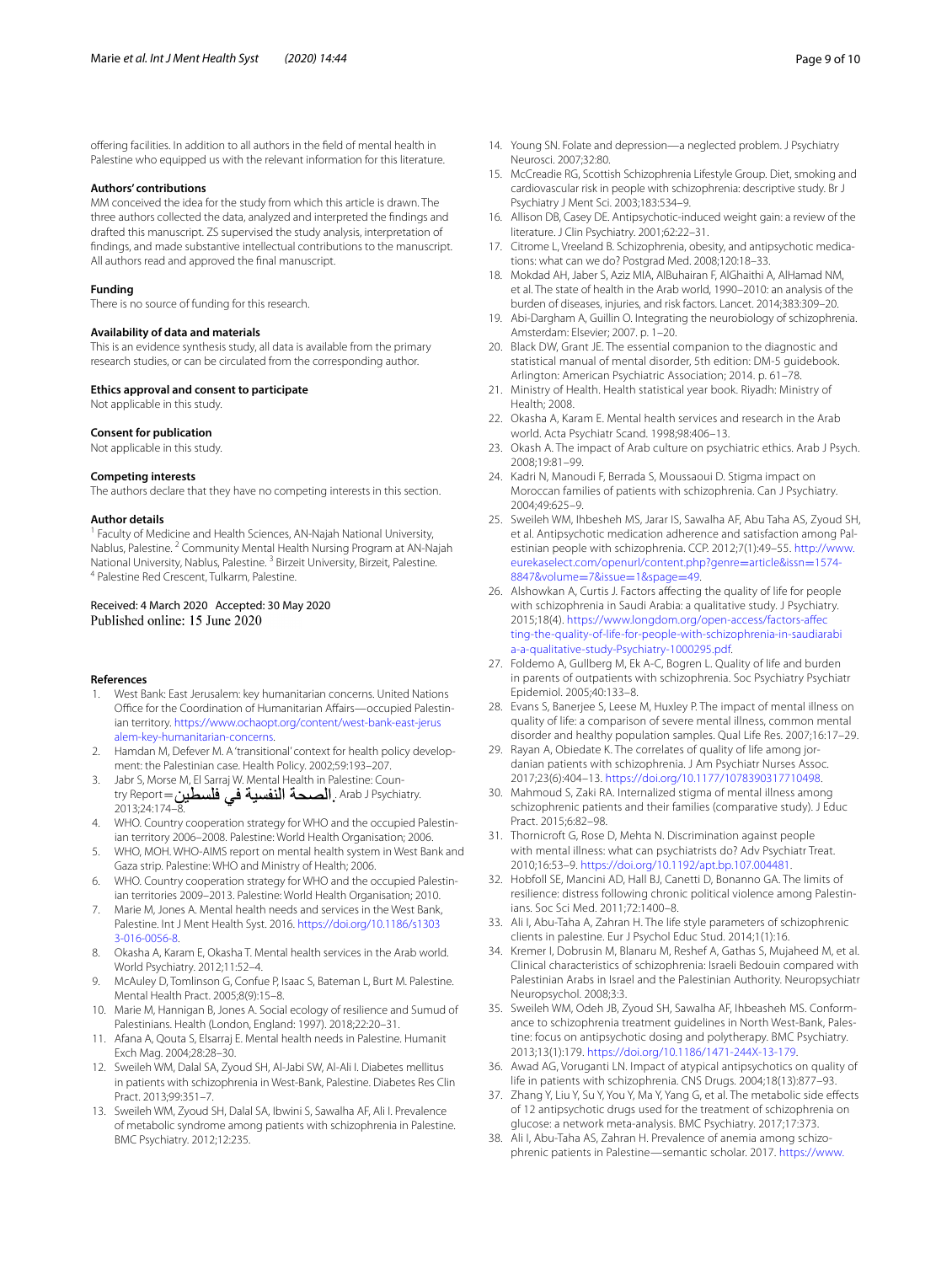offering facilities. In addition to all authors in the field of mental health in Palestine who equipped us with the relevant information for this literature.

### Authors' contributions

MM conceived the idea for the study from which this article is drawn. The three authors collected the data, analyzed and interpreted the findings and drafted this manuscript. ZS supervised the study analysis, interpretation of findings, and made substantive intellectual contributions to the manuscript. All authors read and approved the final manuscript.

### Funding

There is no source of funding for this research.

### Availability of data and materials

This is an evidence synthesis study, all data is available from the primary research studies, or can be circulated from the corresponding author.

### Ethics approval and consent to participate

Not applicable in this study.

### Consent for publication

Not applicable in this study.

### Competing interests

The authors declare that they have no competing interests in this section.

### Author details

[1] Faculty of Medicine and Health Sciences, AN-Najah National University, Nablus, Palestine. [2] Community Mental Health Nursing Program at AN-Najah National University, Nablus, Palestine. [3] Birzeit University, Birzeit, Palestine. [4] Palestine Red Crescent, Tulkarm, Palestine.

Received: 4 March 2020 Accepted: 30 May 2020
Published online: 15 June 2020

### References

1. West Bank: East Jerusalem: key humanitarian concerns. United Nations Office for the Coordination of Humanitarian Affairs—occupied Palestinian territory. https://www.ochaopt.org/content/west-bank-east-jerusalem-key-humanitarian-concerns.
2. Hamdan M, Defever M. A 'transitional' context for health policy development: the Palestinian case. Health Policy. 2002;59:193–207.
3. Jabr S, Morse M, El Sarraj W. Mental Health in Palestine: Country Report=الصحة النفسية في فلسطين. Arab J Psychiatry. 2013;24:174–8.
4. WHO. Country cooperation strategy for WHO and the occupied Palestinian territory 2006–2008. Palestine: World Health Organisation; 2006.
5. WHO, MOH. WHO-AIMS report on mental health system in West Bank and Gaza strip. Palestine: WHO and Ministry of Health; 2006.
6. WHO. Country cooperation strategy for WHO and the occupied Palestinian territories 2009–2013. Palestine: World Health Organisation; 2010.
7. Marie M, Jones A. Mental health needs and services in the West Bank, Palestine. Int J Ment Health Syst. 2016. https://doi.org/10.1186/s13033-016-0056-8.
8. Okasha A, Karam E, Okasha T. Mental health services in the Arab world. World Psychiatry. 2012;11:52–4.
9. McAuley D, Tomlinson G, Confue P, Isaac S, Bateman L, Burt M. Palestine. Mental Health Pract. 2005;8(9):15–8.
10. Marie M, Hannigan B, Jones A. Social ecology of resilience and Sumud of Palestinians. Health (London, England: 1997). 2018;22:20–31.
11. Afana A, Qouta S, Elsarraj E. Mental health needs in Palestine. Humanit Exch Mag. 2004;28:28–30.
12. Sweileh WM, Dalal SA, Zyoud SH, Al-Jabi SW, Al-Ali I. Diabetes mellitus in patients with schizophrenia in West-Bank, Palestine. Diabetes Res Clin Pract. 2013;99:351–7.
13. Sweileh WM, Zyoud SH, Dalal SA, Ibwini S, Sawalha AF, Ali I. Prevalence of metabolic syndrome among patients with schizophrenia in Palestine. BMC Psychiatry. 2012;12:235.
14. Young SN. Folate and depression—a neglected problem. J Psychiatry Neurosci. 2007;32:80.
15. McCreadie RG, Scottish Schizophrenia Lifestyle Group. Diet, smoking and cardiovascular risk in people with schizophrenia: descriptive study. Br J Psychiatry J Ment Sci. 2003;183:534–9.
16. Allison DB, Casey DE. Antipsychotic-induced weight gain: a review of the literature. J Clin Psychiatry. 2001;62:22–31.
17. Citrome L, Vreeland B. Schizophrenia, obesity, and antipsychotic medications: what can we do? Postgrad Med. 2008;120:18–33.
18. Mokdad AH, Jaber S, Aziz MIA, AlBuhairan F, AlGhaithi A, AlHamad NM, et al. The state of health in the Arab world, 1990–2010: an analysis of the burden of diseases, injuries, and risk factors. Lancet. 2014;383:309–20.
19. Abi-Dargham A, Guillin O. Integrating the neurobiology of schizophrenia. Amsterdam: Elsevier; 2007. p. 1–20.
20. Black DW, Grant JE. The essential companion to the diagnostic and statistical manual of mental disorder, 5th edition: DM-5 guidebook. Arlington: American Psychiatric Association; 2014. p. 61–78.
21. Ministry of Health. Health statistical year book. Riyadh: Ministry of Health; 2008.
22. Okasha A, Karam E. Mental health services and research in the Arab world. Acta Psychiatr Scand. 1998;98:406–13.
23. Okash A. The impact of Arab culture on psychiatric ethics. Arab J Psych. 2008;19:81–99.
24. Kadri N, Manoudi F, Berrada S, Moussaoui D. Stigma impact on Moroccan families of patients with schizophrenia. Can J Psychiatry. 2004;49:625–9.
25. Sweileh WM, Ihbesheh MS, Jarar IS, Sawalha AF, Abu Taha AS, Zyoud SH, et al. Antipsychotic medication adherence and satisfaction among Palestinian people with schizophrenia. CCP. 2012;7(1):49–55. http://www.eurekaselect.com/openurl/content.php?genre=article&issn=1574-8847&volume=7&issue=1&spage=49.
26. Alshowkan A, Curtis J. Factors affecting the quality of life for people with schizophrenia in Saudi Arabia: a qualitative study. J Psychiatry. 2015;18(4). https://www.longdom.org/open-access/factors-affecting-the-quality-of-life-for-people-with-schizophrenia-in-saudiarabia-a-qualitative-study-Psychiatry-1000295.pdf.
27. Foldemo A, Gullberg M, Ek A-C, Bogren L. Quality of life and burden in parents of outpatients with schizophrenia. Soc Psychiatry Psychiatr Epidemiol. 2005;40:133–8.
28. Evans S, Banerjee S, Leese M, Huxley P. The impact of mental illness on quality of life: a comparison of severe mental illness, common mental disorder and healthy population samples. Qual Life Res. 2007;16:17–29.
29. Rayan A, Obiedate K. The correlates of quality of life among jordanian patients with schizophrenia. J Am Psychiatr Nurses Assoc. 2017;23(6):404–13. https://doi.org/10.1177/1078390317710498.
30. Mahmoud S, Zaki RA. Internalized stigma of mental illness among schizophrenic patients and their families (comparative study). J Educ Pract. 2015;6:82–98.
31. Thornicroft G, Rose D, Mehta N. Discrimination against people with mental illness: what can psychiatrists do? Adv Psychiatr Treat. 2010;16:53–9. https://doi.org/10.1192/apt.bp.107.004481.
32. Hobfoll SE, Mancini AD, Hall BJ, Canetti D, Bonanno GA. The limits of resilience: distress following chronic political violence among Palestinians. Soc Sci Med. 2011;72:1400–8.
33. Ali I, Abu-Taha A, Zahran H. The life style parameters of schizophrenic clients in palestine. Eur J Psychol Educ Stud. 2014;1(1):16.
34. Kremer I, Dobrusin M, Blanaru M, Reshef A, Gathas S, Mujaheed M, et al. Clinical characteristics of schizophrenia: Israeli Bedouin compared with Palestinian Arabs in Israel and the Palestinian Authority. Neuropsychiatr Neuropsychol. 2008;3:3.
35. Sweileh WM, Odeh JB, Zyoud SH, Sawalha AF, Ihbeasheh MS. Conformance to schizophrenia treatment guidelines in North West-Bank, Palestine: focus on antipsychotic dosing and polytherapy. BMC Psychiatry. 2013;13(1):179. https://doi.org/10.1186/1471-244X-13-179.
36. Awad AG, Voruganti LN. Impact of atypical antipsychotics on quality of life in patients with schizophrenia. CNS Drugs. 2004;18(13):877–93.
37. Zhang Y, Liu Y, Su Y, You Y, Ma Y, Yang G, et al. The metabolic side effects of 12 antipsychotic drugs used for the treatment of schizophrenia on glucose: a network meta-analysis. BMC Psychiatry. 2017;17:373.
38. Ali I, Abu-Taha AS, Zahran H. Prevalence of anemia among schizophrenic patients in Palestine—semantic scholar. 2017. https://www.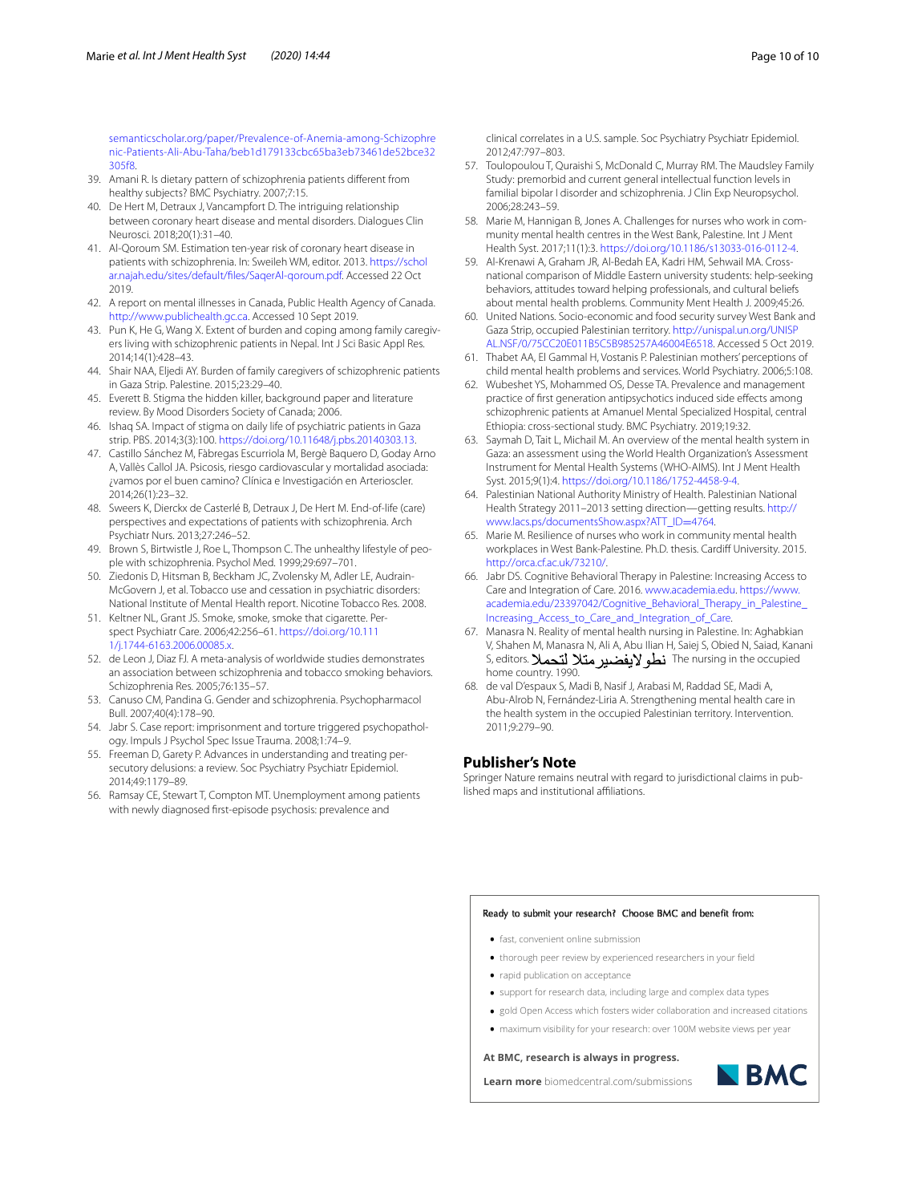semanticscholar.org/paper/Prevalence-of-Anemia-among-Schizophrenic-Patients-Ali-Abu-Taha/beb1d179133cbc65ba3eb73461de52bce32305f8.

39. Amani R. Is dietary pattern of schizophrenia patients different from healthy subjects? BMC Psychiatry. 2007;7:15.
40. De Hert M, Detraux J, Vancampfort D. The intriguing relationship between coronary heart disease and mental disorders. Dialogues Clin Neurosci. 2018;20(1):31–40.
41. Al-Qoroum SM. Estimation ten-year risk of coronary heart disease in patients with schizophrenia. In: Sweileh WM, editor. 2013. https://scholar.najah.edu/sites/default/files/SaqerAl-qoroum.pdf. Accessed 22 Oct 2019.
42. A report on mental illnesses in Canada, Public Health Agency of Canada. http://www.publichealth.gc.ca. Accessed 10 Sept 2019.
43. Pun K, He G, Wang X. Extent of burden and coping among family caregivers living with schizophrenic patients in Nepal. Int J Sci Basic Appl Res. 2014;14(1):428–43.
44. Shair NAA, Eljedi AY. Burden of family caregivers of schizophrenic patients in Gaza Strip. Palestine. 2015;23:29–40.
45. Everett B. Stigma the hidden killer, background paper and literature review. By Mood Disorders Society of Canada; 2006.
46. Ishaq SA. Impact of stigma on daily life of psychiatric patients in Gaza strip. PBS. 2014;3(3):100. https://doi.org/10.11648/j.pbs.20140303.13.
47. Castillo Sánchez M, Fàbregas Escurriola M, Bergè Baquero D, Goday Arno A, Vallès Callol JA. Psicosis, riesgo cardiovascular y mortalidad asociada: ¿vamos por el buen camino? Clínica e Investigación en Arterioscler. 2014;26(1):23–32.
48. Sweers K, Dierckx de Casterlé B, Detraux J, De Hert M. End-of-life (care) perspectives and expectations of patients with schizophrenia. Arch Psychiatr Nurs. 2013;27:246–52.
49. Brown S, Birtwistle J, Roe L, Thompson C. The unhealthy lifestyle of people with schizophrenia. Psychol Med. 1999;29:697–701.
50. Ziedonis D, Hitsman B, Beckham JC, Zvolensky M, Adler LE, Audrain-McGovern J, et al. Tobacco use and cessation in psychiatric disorders: National Institute of Mental Health report. Nicotine Tobacco Res. 2008.
51. Keltner NL, Grant JS. Smoke, smoke, smoke that cigarette. Perspect Psychiatr Care. 2006;42:256–61. https://doi.org/10.1111/j.1744-6163.2006.00085.x.
52. de Leon J, Diaz FJ. A meta-analysis of worldwide studies demonstrates an association between schizophrenia and tobacco smoking behaviors. Schizophrenia Res. 2005;76:135–57.
53. Canuso CM, Pandina G. Gender and schizophrenia. Psychopharmacol Bull. 2007;40(4):178–90.
54. Jabr S. Case report: imprisonment and torture triggered psychopathology. Impuls J Psychol Spec Issue Trauma. 2008;1:74–9.
55. Freeman D, Garety P. Advances in understanding and treating persecutory delusions: a review. Soc Psychiatry Psychiatr Epidemiol. 2014;49:1179–89.
56. Ramsay CE, Stewart T, Compton MT. Unemployment among patients with newly diagnosed first-episode psychosis: prevalence and clinical correlates in a U.S. sample. Soc Psychiatry Psychiatr Epidemiol. 2012;47:797–803.
57. Toulopoulou T, Quraishi S, McDonald C, Murray RM. The Maudsley Family Study: premorbid and current general intellectual function levels in familial bipolar I disorder and schizophrenia. J Clin Exp Neuropsychol. 2006;28:243–59.
58. Marie M, Hannigan B, Jones A. Challenges for nurses who work in community mental health centres in the West Bank, Palestine. Int J Ment Health Syst. 2017;11(1):3. https://doi.org/10.1186/s13033-016-0112-4.
59. Al-Krenawi A, Graham JR, Al-Bedah EA, Kadri HM, Sehwail MA. Cross-national comparison of Middle Eastern university students: help-seeking behaviors, attitudes toward helping professionals, and cultural beliefs about mental health problems. Community Ment Health J. 2009;45:26.
60. United Nations. Socio-economic and food security survey West Bank and Gaza Strip, occupied Palestinian territory. http://unispal.un.org/UNISPAL.NSF/0/75CC20E011B5C5B985257A46004E6518. Accessed 5 Oct 2019.
61. Thabet AA, El Gammal H, Vostanis P. Palestinian mothers' perceptions of child mental health problems and services. World Psychiatry. 2006;5:108.
62. Wubeshet YS, Mohammed OS, Desse TA. Prevalence and management practice of first generation antipsychotics induced side effects among schizophrenic patients at Amanuel Mental Specialized Hospital, central Ethiopia: cross-sectional study. BMC Psychiatry. 2019;19:32.
63. Saymah D, Tait L, Michail M. An overview of the mental health system in Gaza: an assessment using the World Health Organization's Assessment Instrument for Mental Health Systems (WHO-AIMS). Int J Ment Health Syst. 2015;9(1):4. https://doi.org/10.1186/1752-4458-9-4.
64. Palestinian National Authority Ministry of Health. Palestinian National Health Strategy 2011–2013 setting direction—getting results. http://www.lacs.ps/documentsShow.aspx?ATT_ID=4764.
65. Marie M. Resilience of nurses who work in community mental health workplaces in West Bank-Palestine. Ph.D. thesis. Cardiff University. 2015. http://orca.cf.ac.uk/73210/.
66. Jabr DS. Cognitive Behavioral Therapy in Palestine: Increasing Access to Care and Integration of Care. 2016. www.academia.edu. https://www.academia.edu/23397042/Cognitive_Behavioral_Therapy_in_Palestine_Increasing_Access_to_Care_and_Integration_of_Care.
67. Manasra N. Reality of mental health nursing in Palestine. In: Aghabkian V, Shahen M, Manasra N, Ali A, Abu Ilian H, Saiej S, Obied N, Saiad, Kanani S, editors. نطو لايفضير متلا لتحملا The nursing in the occupied home country. 1990.
68. de val D'espaux S, Madi B, Nasif J, Arabasi M, Raddad SE, Madi A, Abu-Alrob N, Fernández-Liria A. Strengthening mental health care in the health system in the occupied Palestinian territory. Intervention. 2011;9:279–90.

## Publisher's Note

Springer Nature remains neutral with regard to jurisdictional claims in published maps and institutional affiliations.

Ready to submit your research? Choose BMC and benefit from:

- fast, convenient online submission
- thorough peer review by experienced researchers in your field
- rapid publication on acceptance
- support for research data, including large and complex data types
- gold Open Access which fosters wider collaboration and increased citations
- maximum visibility for your research: over 100M website views per year

**At BMC, research is always in progress.**

**Learn more** biomedcentral.com/submissions

BMC